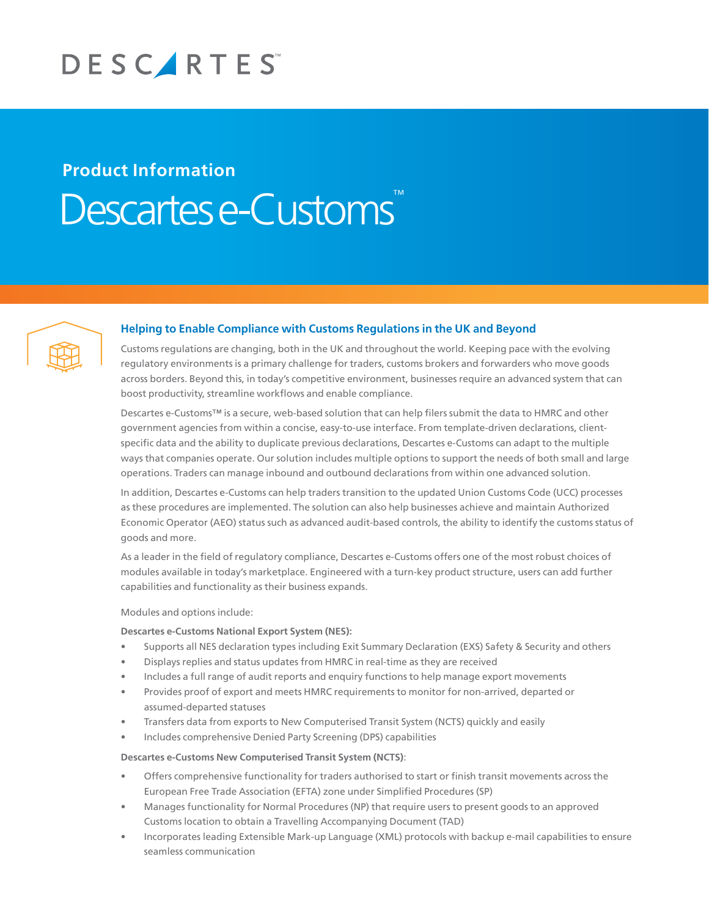DESCARTES

## Product Information

# Descartes e-Customs™

### Helping to Enable Compliance with Customs Regulations in the UK and Beyond

Customs regulations are changing, both in the UK and throughout the world. Keeping pace with the evolving regulatory environments is a primary challenge for traders, customs brokers and forwarders who move goods across borders. Beyond this, in today's competitive environment, businesses require an advanced system that can boost productivity, streamline workflows and enable compliance.

Descartes e-Customs™ is a secure, web-based solution that can help filers submit the data to HMRC and other government agencies from within a concise, easy-to-use interface. From template-driven declarations, client-specific data and the ability to duplicate previous declarations, Descartes e-Customs can adapt to the multiple ways that companies operate. Our solution includes multiple options to support the needs of both small and large operations. Traders can manage inbound and outbound declarations from within one advanced solution.

In addition, Descartes e-Customs can help traders transition to the updated Union Customs Code (UCC) processes as these procedures are implemented. The solution can also help businesses achieve and maintain Authorized Economic Operator (AEO) status such as advanced audit-based controls, the ability to identify the customs status of goods and more.

As a leader in the field of regulatory compliance, Descartes e-Customs offers one of the most robust choices of modules available in today's marketplace. Engineered with a turn-key product structure, users can add further capabilities and functionality as their business expands.

Modules and options include:

**Descartes e-Customs National Export System (NES):**

- Supports all NES declaration types including Exit Summary Declaration (EXS) Safety & Security and others
- Displays replies and status updates from HMRC in real-time as they are received
- Includes a full range of audit reports and enquiry functions to help manage export movements
- Provides proof of export and meets HMRC requirements to monitor for non-arrived, departed or assumed-departed statuses
- Transfers data from exports to New Computerised Transit System (NCTS) quickly and easily
- Includes comprehensive Denied Party Screening (DPS) capabilities

**Descartes e-Customs New Computerised Transit System (NCTS)**:

- Offers comprehensive functionality for traders authorised to start or finish transit movements across the European Free Trade Association (EFTA) zone under Simplified Procedures (SP)
- Manages functionality for Normal Procedures (NP) that require users to present goods to an approved Customs location to obtain a Travelling Accompanying Document (TAD)
- Incorporates leading Extensible Mark-up Language (XML) protocols with backup e-mail capabilities to ensure seamless communication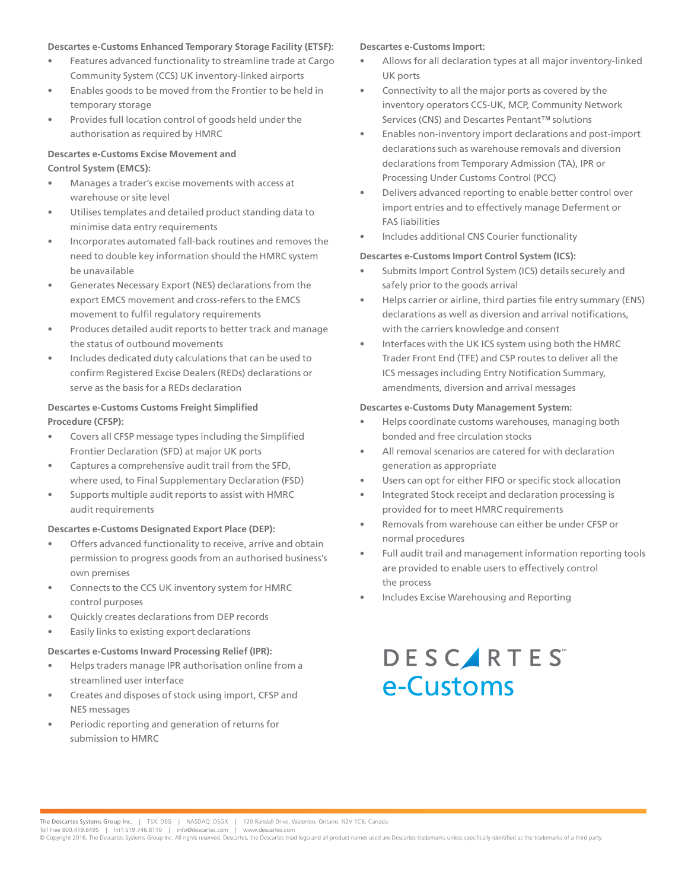**Descartes e-Customs Enhanced Temporary Storage Facility (ETSF):**

- Features advanced functionality to streamline trade at Cargo Community System (CCS) UK inventory-linked airports
- Enables goods to be moved from the Frontier to be held in temporary storage
- Provides full location control of goods held under the authorisation as required by HMRC

**Descartes e-Customs Excise Movement and Control System (EMCS):**

- Manages a trader's excise movements with access at warehouse or site level
- Utilises templates and detailed product standing data to minimise data entry requirements
- Incorporates automated fall-back routines and removes the need to double key information should the HMRC system be unavailable
- Generates Necessary Export (NES) declarations from the export EMCS movement and cross-refers to the EMCS movement to fulfil regulatory requirements
- Produces detailed audit reports to better track and manage the status of outbound movements
- Includes dedicated duty calculations that can be used to confirm Registered Excise Dealers (REDs) declarations or serve as the basis for a REDs declaration

**Descartes e-Customs Customs Freight Simplified Procedure (CFSP):**

- Covers all CFSP message types including the Simplified Frontier Declaration (SFD) at major UK ports
- Captures a comprehensive audit trail from the SFD, where used, to Final Supplementary Declaration (FSD)
- Supports multiple audit reports to assist with HMRC audit requirements

**Descartes e-Customs Designated Export Place (DEP):**

- Offers advanced functionality to receive, arrive and obtain permission to progress goods from an authorised business's own premises
- Connects to the CCS UK inventory system for HMRC control purposes
- Quickly creates declarations from DEP records
- Easily links to existing export declarations

**Descartes e-Customs Inward Processing Relief (IPR):**

- Helps traders manage IPR authorisation online from a streamlined user interface
- Creates and disposes of stock using import, CFSP and NES messages
- Periodic reporting and generation of returns for submission to HMRC

**Descartes e-Customs Import:**

- Allows for all declaration types at all major inventory-linked UK ports
- Connectivity to all the major ports as covered by the inventory operators CCS-UK, MCP, Community Network Services (CNS) and Descartes Pentant™ solutions
- Enables non-inventory import declarations and post-import declarations such as warehouse removals and diversion declarations from Temporary Admission (TA), IPR or Processing Under Customs Control (PCC)
- Delivers advanced reporting to enable better control over import entries and to effectively manage Deferment or FAS liabilities
- Includes additional CNS Courier functionality

**Descartes e-Customs Import Control System (ICS):**

- Submits Import Control System (ICS) details securely and safely prior to the goods arrival
- Helps carrier or airline, third parties file entry summary (ENS) declarations as well as diversion and arrival notifications, with the carriers knowledge and consent
- Interfaces with the UK ICS system using both the HMRC Trader Front End (TFE) and CSP routes to deliver all the ICS messages including Entry Notification Summary, amendments, diversion and arrival messages

**Descartes e-Customs Duty Management System:**

- Helps coordinate customs warehouses, managing both bonded and free circulation stocks
- All removal scenarios are catered for with declaration generation as appropriate
- Users can opt for either FIFO or specific stock allocation
- Integrated Stock receipt and declaration processing is provided for to meet HMRC requirements
- Removals from warehouse can either be under CFSP or normal procedures
- Full audit trail and management information reporting tools are provided to enable users to effectively control the process
- Includes Excise Warehousing and Reporting

DESCARTES™
e-Customs

The Descartes Systems Group Inc. | TSX: DSG | NASDAQ: DSGX | 120 Randall Drive, Waterloo, Ontario, N2V 1C6, Canada
Toll Free 800.419.8495 | Int'l 519.746.8110 | info@descartes.com | www.descartes.com
© Copyright 2016, The Descartes Systems Group Inc. All rights reserved. Descartes, the Descartes triad logo and all product names used are Descartes trademarks unless specifically identified as the trademarks of a third party.